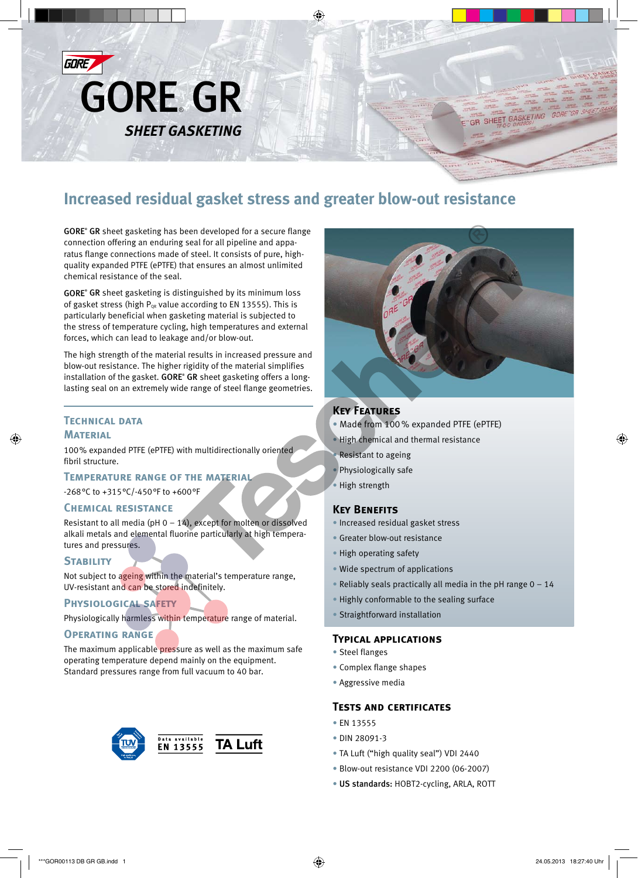# GORE® GR

## *SHEET GASKETING*

## Increased residual gasket stress and greater blow-out resistance

**GORE® GR** sheet gasketing has been developed for a secure flange connection offering an enduring seal for all pipeline and apparatus flange connections made of steel. It consists of pure, high-quality expanded PTFE (ePTFE) that ensures an almost unlimited chemical resistance of the seal.

**GORE® GR** sheet gasketing is distinguished by its minimum loss of gasket stress (high $P_{QR}$ value according to EN 13555). This is particularly beneficial when gasketing material is subjected to the stress of temperature cycling, high temperatures and external forces, which can lead to leakage and/or blow-out.

The high strength of the material results in increased pressure and blow-out resistance. The higher rigidity of the material simplifies installation of the gasket. **GORE® GR** sheet gasketing offers a long-lasting seal on an extremely wide range of steel flange geometries.

### Technical data

#### Material

100 % expanded PTFE (ePTFE) with multidirectionally oriented fibril structure.

#### Temperature range of the material

-268 °C to +315 °C/-450 °F to +600 °F

#### Chemical resistance

Resistant to all media (pH 0 – 14), except for molten or dissolved alkali metals and elemental fluorine particularly at high temperatures and pressures.

#### Stability

Not subject to ageing within the material's temperature range, UV-resistant and can be stored indefinitely.

#### Physiological safety

Physiologically harmless within temperature range of material.

#### Operating range

The maximum applicable pressure as well as the maximum safe operating temperature depend mainly on the equipment. Standard pressures range from full vacuum to 40 bar.

TÜV · Data available EN 13555 · TA Luft

### Key Features

- Made from 100 % expanded PTFE (ePTFE)
- High chemical and thermal resistance
- Resistant to ageing
- Physiologically safe
- High strength

### Key Benefits

- Increased residual gasket stress
- Greater blow-out resistance
- High operating safety
- Wide spectrum of applications
- Reliably seals practically all media in the pH range 0 – 14
- Highly conformable to the sealing surface
- Straightforward installation

### Typical applications

- Steel flanges
- Complex flange shapes
- Aggressive media

### Tests and certificates

- EN 13555
- DIN 28091-3
- TA Luft ("high quality seal") VDI 2440
- Blow-out resistance VDI 2200 (06-2007)
- **US standards:** HOBT2-cycling, ARLA, ROTT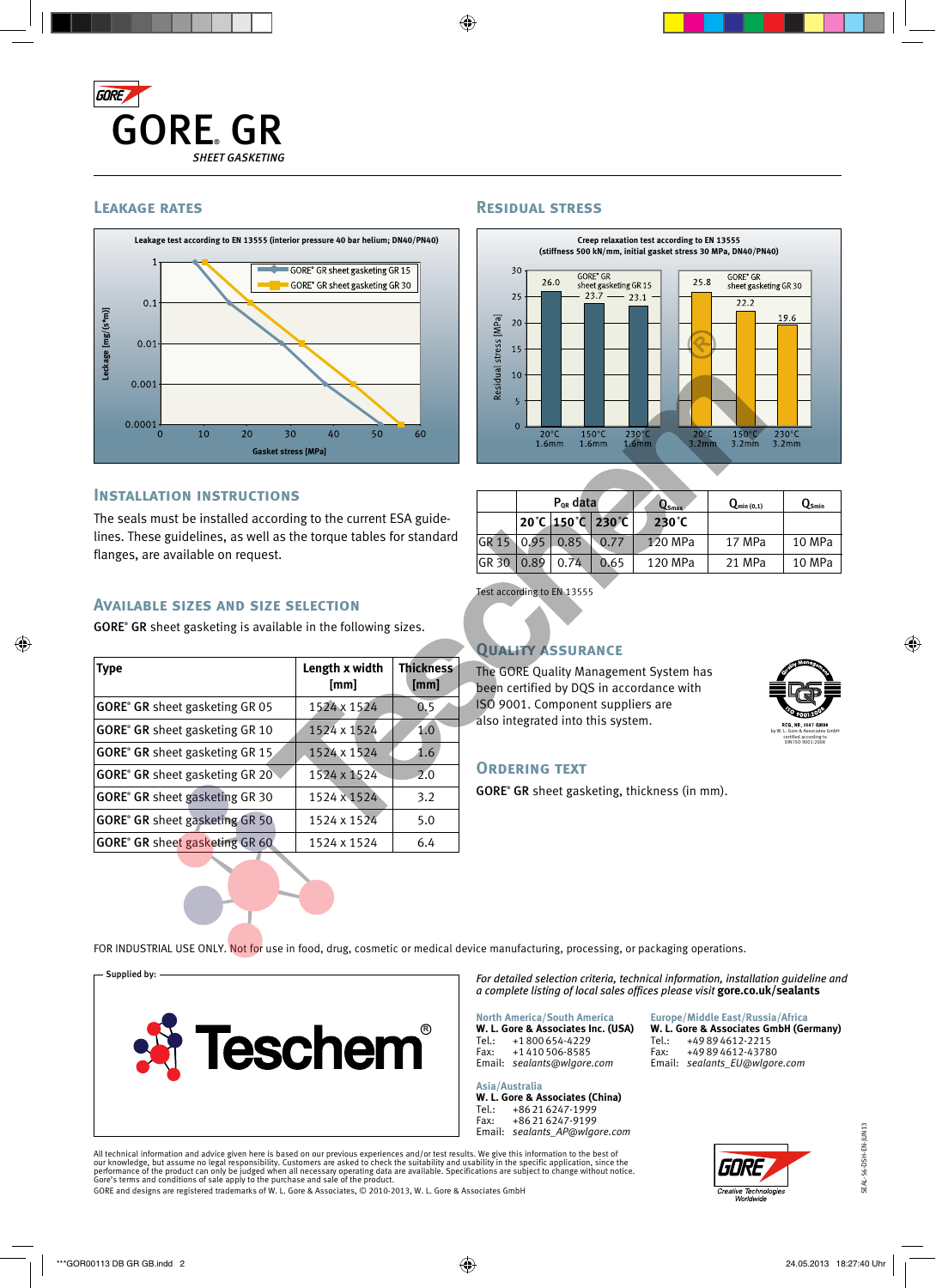# GORE® GR

*SHEET GASKETING*

## Leakage rates

Leakage test according to EN 13555 (interior pressure 40 bar helium; DN40/PN40)

Leckage [mg/(s*m)]

1
0.1
0.01
0.001
0.0001

0 10 20 30 40 50 60

Gasket stress [MPa]

GORE® GR sheet gasketing GR 15
GORE® GR sheet gasketing GR 30

## Residual stress

Creep relaxation test according to EN 13555 (stiffness 500 kN/mm, initial gasket stress 30 MPa, DN40/PN40)

Residual stress [MPa]

30 25 20 15 10 5 0

GORE® GR sheet gasketing GR 15: 26.0, 23.7, 23.1

GORE® GR sheet gasketing GR 30: 25.8, 22.2, 19.6

20°C 1.6mm, 150°C 1.6mm, 230°C 1.6mm, 20°C 3.2mm, 150°C 3.2mm, 230°C 3.2mm

## Installation instructions

The seals must be installed according to the current ESA guidelines. These guidelines, as well as the torque tables for standard flanges, are available on request.

| | $P_{QR}$ data | | | $Q_{Smax}$ | $Q_{min(0,1)}$ | $Q_{Smin}$ |
|---|---|---|---|---|---|---|
| | 20°C | 150°C | 230°C | 230°C | | |
| GR 15 | 0.95 | 0.85 | 0.77 | 120 MPa | 17 MPa | 10 MPa |
| GR 30 | 0.89 | 0.74 | 0.65 | 120 MPa | 21 MPa | 10 MPa |

Test according to EN 13555

## Available sizes and size selection

GORE® **GR** sheet gasketing is available in the following sizes.

| Type | Length x width [mm] | Thickness [mm] |
|---|---|---|
| GORE® GR sheet gasketing GR 05 | 1524 x 1524 | 0.5 |
| GORE® GR sheet gasketing GR 10 | 1524 x 1524 | 1.0 |
| GORE® GR sheet gasketing GR 15 | 1524 x 1524 | 1.6 |
| GORE® GR sheet gasketing GR 20 | 1524 x 1524 | 2.0 |
| GORE® GR sheet gasketing GR 30 | 1524 x 1524 | 3.2 |
| GORE® GR sheet gasketing GR 50 | 1524 x 1524 | 5.0 |
| GORE® GR sheet gasketing GR 60 | 1524 x 1524 | 6.4 |

## Quality assurance

The GORE Quality Management System has been certified by DQS in accordance with ISO 9001. Component suppliers are also integrated into this system.

REG. NR. 3647 QM08 by W. L. Gore & Associates GmbH certified according to DIN ISO 9001:2008

## Ordering text

GORE® **GR** sheet gasketing, thickness (in mm).

FOR INDUSTRIAL USE ONLY. Not for use in food, drug, cosmetic or medical device manufacturing, processing, or packaging operations.

Supplied by:

Teschem®

*For detailed selection criteria, technical information, installation guideline and a complete listing of local sales offices please visit* **gore.co.uk/sealants**

**North America/South America**
**W. L. Gore & Associates Inc. (USA)**
Tel.: +1 800 654-4229
Fax: +1 410 506-8585
Email: *sealants@wlgore.com*

**Europe/Middle East/Russia/Africa**
**W. L. Gore & Associates GmbH (Germany)**
Tel.: +49 89 4612-2215
Fax: +49 89 4612-43780
Email: *sealants_EU@wlgore.com*

**Asia/Australia**
**W. L. Gore & Associates (China)**
Tel.: +86 21 6247-1999
Fax: +86 21 6247-9199
Email: *sealants_AP@wlgore.com*

All technical information and advice given here is based on our previous experiences and/or test results. We give this information to the best of our knowledge, but assume no legal responsibility. Customers are asked to check the suitability and usability in the specific application, since the performance of the product can only be judged when all necessary operating data are available. Specifications are subject to change without notice. Gore's terms and conditions of sale apply to the purchase and sale of the product.

GORE and designs are registered trademarks of W. L. Gore & Associates, © 2010-2013, W. L. Gore & Associates GmbH

GORE Creative Technologies Worldwide

SEAL-56-DSH-EN-JUN13